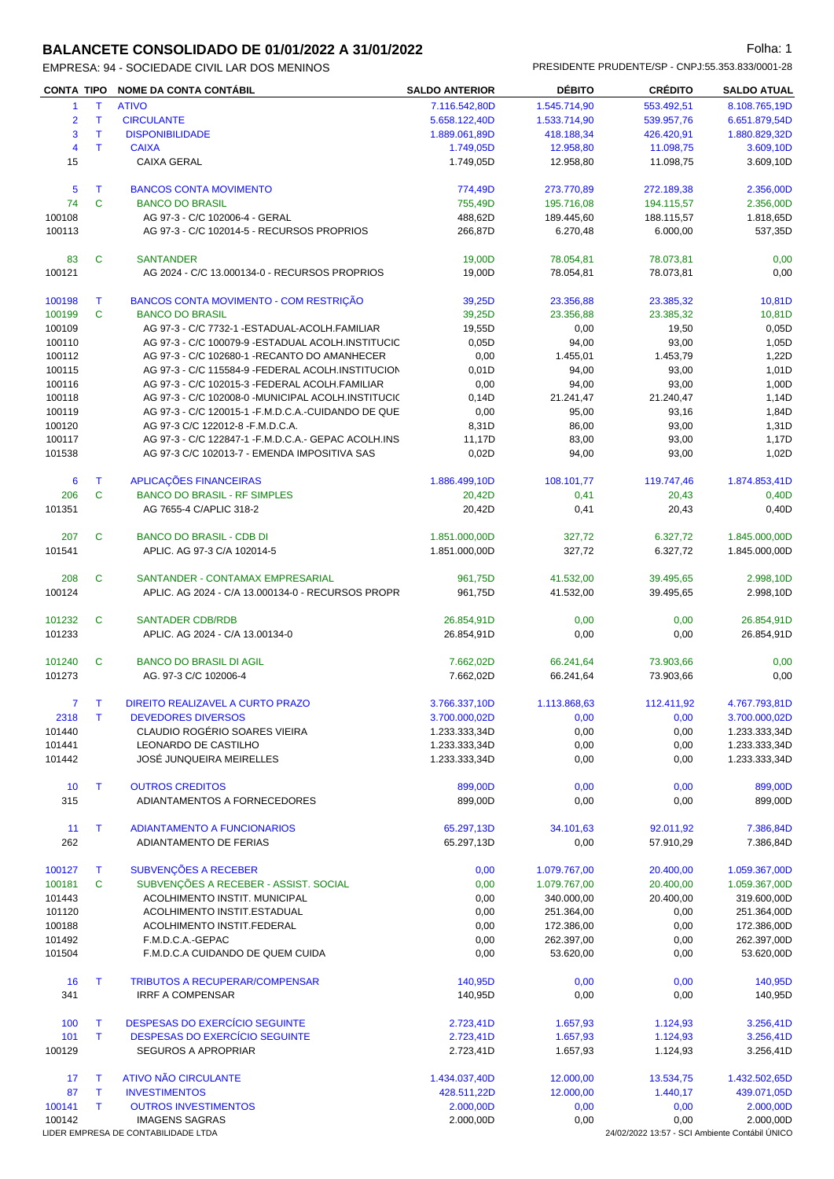# BALANCETE CONSOLIDADO DE 01/01/2022 A 31/01/2022

EMPRESA: 94 - SOCIEDADE CIVIL LAR DOS MENINOS

PRESIDENTE PRUDENTE/SP - CNPJ:55.353.833/0001-28

| CONTA | TIPO | NOME DA CONTA CONTÁBIL | SALDO ANTERIOR | DÉBITO | CRÉDITO | SALDO ATUAL |
|---|---|---|---|---|---|---|
| 1 | T | ATIVO | 7.116.542,80D | 1.545.714,90 | 553.492,51 | 8.108.765,19D |
| 2 | T | CIRCULANTE | 5.658.122,40D | 1.533.714,90 | 539.957,76 | 6.651.879,54D |
| 3 | T | DISPONIBILIDADE | 1.889.061,89D | 418.188,34 | 426.420,91 | 1.880.829,32D |
| 4 | T | CAIXA | 1.749,05D | 12.958,80 | 11.098,75 | 3.609,10D |
| 15 | | CAIXA GERAL | 1.749,05D | 12.958,80 | 11.098,75 | 3.609,10D |
| 5 | T | BANCOS CONTA MOVIMENTO | 774,49D | 273.770,89 | 272.189,38 | 2.356,00D |
| 74 | C | BANCO DO BRASIL | 755,49D | 195.716,08 | 194.115,57 | 2.356,00D |
| 100108 | | AG 97-3 - C/C 102006-4 - GERAL | 488,62D | 189.445,60 | 188.115,57 | 1.818,65D |
| 100113 | | AG 97-3 - C/C 102014-5 - RECURSOS PROPRIOS | 266,87D | 6.270,48 | 6.000,00 | 537,35D |
| 83 | C | SANTANDER | 19,00D | 78.054,81 | 78.073,81 | 0,00 |
| 100121 | | AG 2024 - C/C 13.000134-0 - RECURSOS PROPRIOS | 19,00D | 78.054,81 | 78.073,81 | 0,00 |
| 100198 | T | BANCOS CONTA MOVIMENTO - COM RESTRIÇÃO | 39,25D | 23.356,88 | 23.385,32 | 10,81D |
| 100199 | C | BANCO DO BRASIL | 39,25D | 23.356,88 | 23.385,32 | 10,81D |
| 100109 | | AG 97-3 - C/C 7732-1 -ESTADUAL-ACOLH.FAMILIAR | 19,55D | 0,00 | 19,50 | 0,05D |
| 100110 | | AG 97-3 - C/C 100079-9 -ESTADUAL ACOLH.INSTITUCIC | 0,05D | 94,00 | 93,00 | 1,05D |
| 100112 | | AG 97-3 - C/C 102680-1 -RECANTO DO AMANHECER | 0,00 | 1.455,01 | 1.453,79 | 1,22D |
| 100115 | | AG 97-3 - C/C 115584-9 -FEDERAL ACOLH.INSTITUCION | 0,01D | 94,00 | 93,00 | 1,01D |
| 100116 | | AG 97-3 - C/C 102015-3 -FEDERAL ACOLH.FAMILIAR | 0,00 | 94,00 | 93,00 | 1,00D |
| 100118 | | AG 97-3 - C/C 102008-0 -MUNICIPAL ACOLH.INSTITUCIC | 0,14D | 21.241,47 | 21.240,47 | 1,14D |
| 100119 | | AG 97-3 - C/C 120015-1 -F.M.D.C.A.-CUIDANDO DE QUE | 0,00 | 95,00 | 93,16 | 1,84D |
| 100120 | | AG 97-3 C/C 122012-8 -F.M.D.C.A. | 8,31D | 86,00 | 93,00 | 1,31D |
| 100117 | | AG 97-3 - C/C 122847-1 -F.M.D.C.A.- GEPAC ACOLH.INS | 11,17D | 83,00 | 93,00 | 1,17D |
| 101538 | | AG 97-3 C/C 102013-7 - EMENDA IMPOSITIVA SAS | 0,02D | 94,00 | 93,00 | 1,02D |
| 6 | T | APLICAÇÕES FINANCEIRAS | 1.886.499,10D | 108.101,77 | 119.747,46 | 1.874.853,41D |
| 206 | C | BANCO DO BRASIL - RF SIMPLES | 20,42D | 0,41 | 20,43 | 0,40D |
| 101351 | | AG 7655-4 C/APLIC 318-2 | 20,42D | 0,41 | 20,43 | 0,40D |
| 207 | C | BANCO DO BRASIL - CDB DI | 1.851.000,00D | 327,72 | 6.327,72 | 1.845.000,00D |
| 101541 | | APLIC. AG 97-3 C/A 102014-5 | 1.851.000,00D | 327,72 | 6.327,72 | 1.845.000,00D |
| 208 | C | SANTANDER - CONTAMAX EMPRESARIAL | 961,75D | 41.532,00 | 39.495,65 | 2.998,10D |
| 100124 | | APLIC. AG 2024 - C/A 13.000134-0 - RECURSOS PROPR | 961,75D | 41.532,00 | 39.495,65 | 2.998,10D |
| 101232 | C | SANTADER CDB/RDB | 26.854,91D | 0,00 | 0,00 | 26.854,91D |
| 101233 | | APLIC. AG 2024 - C/A 13.00134-0 | 26.854,91D | 0,00 | 0,00 | 26.854,91D |
| 101240 | C | BANCO DO BRASIL DI AGIL | 7.662,02D | 66.241,64 | 73.903,66 | 0,00 |
| 101273 | | AG. 97-3 C/C 102006-4 | 7.662,02D | 66.241,64 | 73.903,66 | 0,00 |
| 7 | T | DIREITO REALIZAVEL A CURTO PRAZO | 3.766.337,10D | 1.113.868,63 | 112.411,92 | 4.767.793,81D |
| 2318 | T | DEVEDORES DIVERSOS | 3.700.000,02D | 0,00 | 0,00 | 3.700.000,02D |
| 101440 | | CLAUDIO ROGÉRIO SOARES VIEIRA | 1.233.333,34D | 0,00 | 0,00 | 1.233.333,34D |
| 101441 | | LEONARDO DE CASTILHO | 1.233.333,34D | 0,00 | 0,00 | 1.233.333,34D |
| 101442 | | JOSÉ JUNQUEIRA MEIRELLES | 1.233.333,34D | 0,00 | 0,00 | 1.233.333,34D |
| 10 | T | OUTROS CREDITOS | 899,00D | 0,00 | 0,00 | 899,00D |
| 315 | | ADIANTAMENTOS A FORNECEDORES | 899,00D | 0,00 | 0,00 | 899,00D |
| 11 | T | ADIANTAMENTO A FUNCIONARIOS | 65.297,13D | 34.101,63 | 92.011,92 | 7.386,84D |
| 262 | | ADIANTAMENTO DE FERIAS | 65.297,13D | 0,00 | 57.910,29 | 7.386,84D |
| 100127 | T | SUBVENÇÕES A RECEBER | 0,00 | 1.079.767,00 | 20.400,00 | 1.059.367,00D |
| 100181 | C | SUBVENÇÕES A RECEBER - ASSIST. SOCIAL | 0,00 | 1.079.767,00 | 20.400,00 | 1.059.367,00D |
| 101443 | | ACOLHIMENTO INSTIT. MUNICIPAL | 0,00 | 340.000,00 | 20.400,00 | 319.600,00D |
| 101120 | | ACOLHIMENTO INSTIT.ESTADUAL | 0,00 | 251.364,00 | 0,00 | 251.364,00D |
| 100188 | | ACOLHIMENTO INSTIT.FEDERAL | 0,00 | 172.386,00 | 0,00 | 172.386,00D |
| 101492 | | F.M.D.C.A.-GEPAC | 0,00 | 262.397,00 | 0,00 | 262.397,00D |
| 101504 | | F.M.D.C.A CUIDANDO DE QUEM CUIDA | 0,00 | 53.620,00 | 0,00 | 53.620,00D |
| 16 | T | TRIBUTOS A RECUPERAR/COMPENSAR | 140,95D | 0,00 | 0,00 | 140,95D |
| 341 | | IRRF A COMPENSAR | 140,95D | 0,00 | 0,00 | 140,95D |
| 100 | T | DESPESAS DO EXERCÍCIO SEGUINTE | 2.723,41D | 1.657,93 | 1.124,93 | 3.256,41D |
| 101 | T | DESPESAS DO EXERCÍCIO SEGUINTE | 2.723,41D | 1.657,93 | 1.124,93 | 3.256,41D |
| 100129 | | SEGUROS A APROPRIAR | 2.723,41D | 1.657,93 | 1.124,93 | 3.256,41D |
| 17 | T | ATIVO NÃO CIRCULANTE | 1.434.037,40D | 12.000,00 | 13.534,75 | 1.432.502,65D |
| 87 | T | INVESTIMENTOS | 428.511,22D | 12.000,00 | 1.440,17 | 439.071,05D |
| 100141 | T | OUTROS INVESTIMENTOS | 2.000,00D | 0,00 | 0,00 | 2.000,00D |
| 100142 | | IMAGENS SAGRAS | 2.000,00D | 0,00 | 0,00 | 2.000,00D |

LIDER EMPRESA DE CONTABILIDADE LTDA

24/02/2022 13:57 - SCI Ambiente Contábil ÚNICO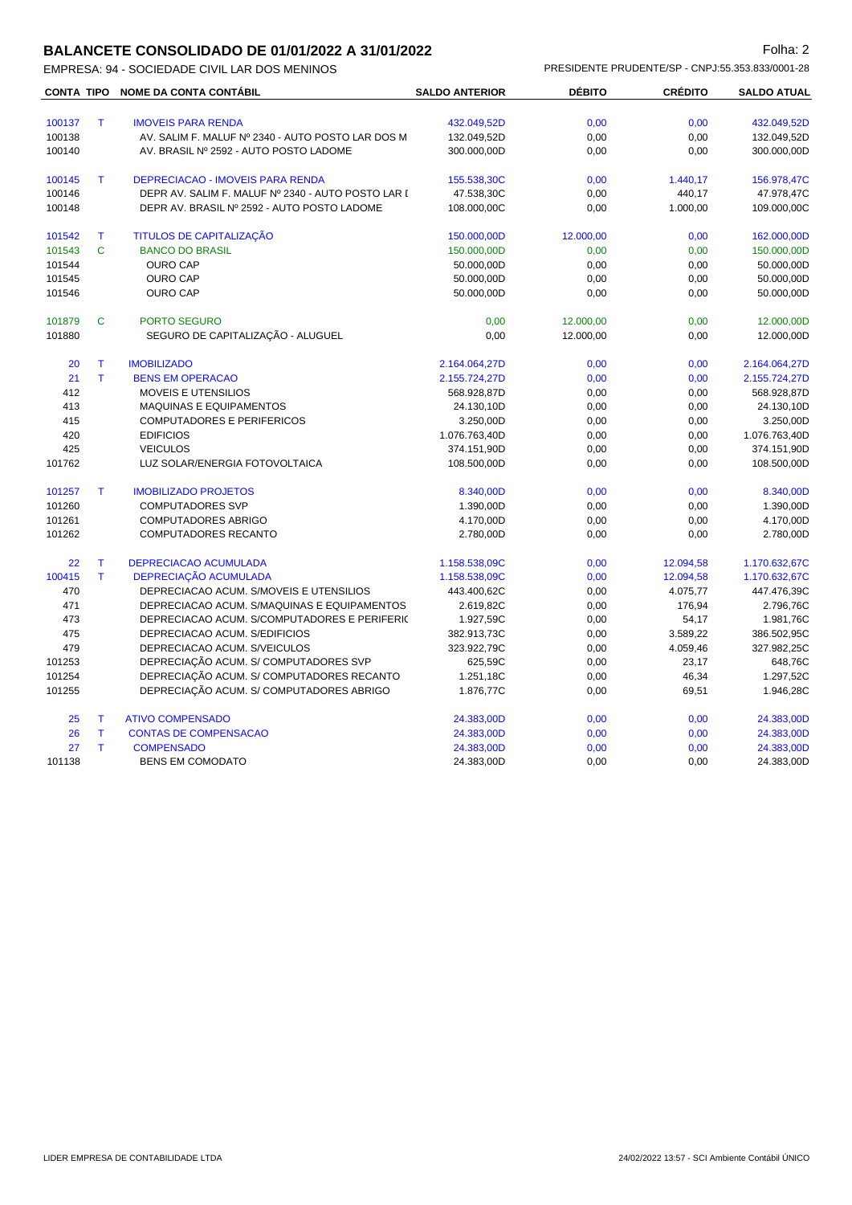# BALANCETE CONSOLIDADO DE 01/01/2022 A 31/01/2022

EMPRESA: 94 - SOCIEDADE CIVIL LAR DOS MENINOS

PRESIDENTE PRUDENTE/SP - CNPJ:55.353.833/0001-28

| CONTA | TIPO | NOME DA CONTA CONTÁBIL | SALDO ANTERIOR | DÉBITO | CRÉDITO | SALDO ATUAL |
|---|---|---|---|---|---|---|
| 100137 | T | IMOVEIS PARA RENDA | 432.049,52D | 0,00 | 0,00 | 432.049,52D |
| 100138 | | AV. SALIM F. MALUF Nº 2340 - AUTO POSTO LAR DOS M | 132.049,52D | 0,00 | 0,00 | 132.049,52D |
| 100140 | | AV. BRASIL Nº 2592 - AUTO POSTO LADOME | 300.000,00D | 0,00 | 0,00 | 300.000,00D |
| 100145 | T | DEPRECIACAO - IMOVEIS PARA RENDA | 155.538,30C | 0,00 | 1.440,17 | 156.978,47C |
| 100146 | | DEPR AV. SALIM F. MALUF Nº 2340 - AUTO POSTO LAR I | 47.538,30C | 0,00 | 440,17 | 47.978,47C |
| 100148 | | DEPR AV. BRASIL Nº 2592 - AUTO POSTO LADOME | 108.000,00C | 0,00 | 1.000,00 | 109.000,00C |
| 101542 | T | TITULOS DE CAPITALIZAÇÃO | 150.000,00D | 12.000,00 | 0,00 | 162.000,00D |
| 101543 | C | BANCO DO BRASIL | 150.000,00D | 0,00 | 0,00 | 150.000,00D |
| 101544 | | OURO CAP | 50.000,00D | 0,00 | 0,00 | 50.000,00D |
| 101545 | | OURO CAP | 50.000,00D | 0,00 | 0,00 | 50.000,00D |
| 101546 | | OURO CAP | 50.000,00D | 0,00 | 0,00 | 50.000,00D |
| 101879 | C | PORTO SEGURO | 0,00 | 12.000,00 | 0,00 | 12.000,00D |
| 101880 | | SEGURO DE CAPITALIZAÇÃO - ALUGUEL | 0,00 | 12.000,00 | 0,00 | 12.000,00D |
| 20 | T | IMOBILIZADO | 2.164.064,27D | 0,00 | 0,00 | 2.164.064,27D |
| 21 | T | BENS EM OPERACAO | 2.155.724,27D | 0,00 | 0,00 | 2.155.724,27D |
| 412 | | MOVEIS E UTENSILIOS | 568.928,87D | 0,00 | 0,00 | 568.928,87D |
| 413 | | MAQUINAS E EQUIPAMENTOS | 24.130,10D | 0,00 | 0,00 | 24.130,10D |
| 415 | | COMPUTADORES E PERIFERICOS | 3.250,00D | 0,00 | 0,00 | 3.250,00D |
| 420 | | EDIFICIOS | 1.076.763,40D | 0,00 | 0,00 | 1.076.763,40D |
| 425 | | VEICULOS | 374.151,90D | 0,00 | 0,00 | 374.151,90D |
| 101762 | | LUZ SOLAR/ENERGIA FOTOVOLTAICA | 108.500,00D | 0,00 | 0,00 | 108.500,00D |
| 101257 | T | IMOBILIZADO PROJETOS | 8.340,00D | 0,00 | 0,00 | 8.340,00D |
| 101260 | | COMPUTADORES SVP | 1.390,00D | 0,00 | 0,00 | 1.390,00D |
| 101261 | | COMPUTADORES ABRIGO | 4.170,00D | 0,00 | 0,00 | 4.170,00D |
| 101262 | | COMPUTADORES RECANTO | 2.780,00D | 0,00 | 0,00 | 2.780,00D |
| 22 | T | DEPRECIACAO ACUMULADA | 1.158.538,09C | 0,00 | 12.094,58 | 1.170.632,67C |
| 100415 | T | DEPRECIAÇÃO ACUMULADA | 1.158.538,09C | 0,00 | 12.094,58 | 1.170.632,67C |
| 470 | | DEPRECIACAO ACUM. S/MOVEIS E UTENSILIOS | 443.400,62C | 0,00 | 4.075,77 | 447.476,39C |
| 471 | | DEPRECIACAO ACUM. S/MAQUINAS E EQUIPAMENTOS | 2.619,82C | 0,00 | 176,94 | 2.796,76C |
| 473 | | DEPRECIACAO ACUM. S/COMPUTADORES E PERIFERI( | 1.927,59C | 0,00 | 54,17 | 1.981,76C |
| 475 | | DEPRECIACAO ACUM. S/EDIFICIOS | 382.913,73C | 0,00 | 3.589,22 | 386.502,95C |
| 479 | | DEPRECIACAO ACUM. S/VEICULOS | 323.922,79C | 0,00 | 4.059,46 | 327.982,25C |
| 101253 | | DEPRECIAÇÃO ACUM. S/ COMPUTADORES SVP | 625,59C | 0,00 | 23,17 | 648,76C |
| 101254 | | DEPRECIAÇÃO ACUM. S/ COMPUTADORES RECANTO | 1.251,18C | 0,00 | 46,34 | 1.297,52C |
| 101255 | | DEPRECIAÇÃO ACUM. S/ COMPUTADORES ABRIGO | 1.876,77C | 0,00 | 69,51 | 1.946,28C |
| 25 | T | ATIVO COMPENSADO | 24.383,00D | 0,00 | 0,00 | 24.383,00D |
| 26 | T | CONTAS DE COMPENSACAO | 24.383,00D | 0,00 | 0,00 | 24.383,00D |
| 27 | T | COMPENSADO | 24.383,00D | 0,00 | 0,00 | 24.383,00D |
| 101138 | | BENS EM COMODATO | 24.383,00D | 0,00 | 0,00 | 24.383,00D |

LIDER EMPRESA DE CONTABILIDADE LTDA

24/02/2022 13:57 - SCI Ambiente Contábil ÚNICO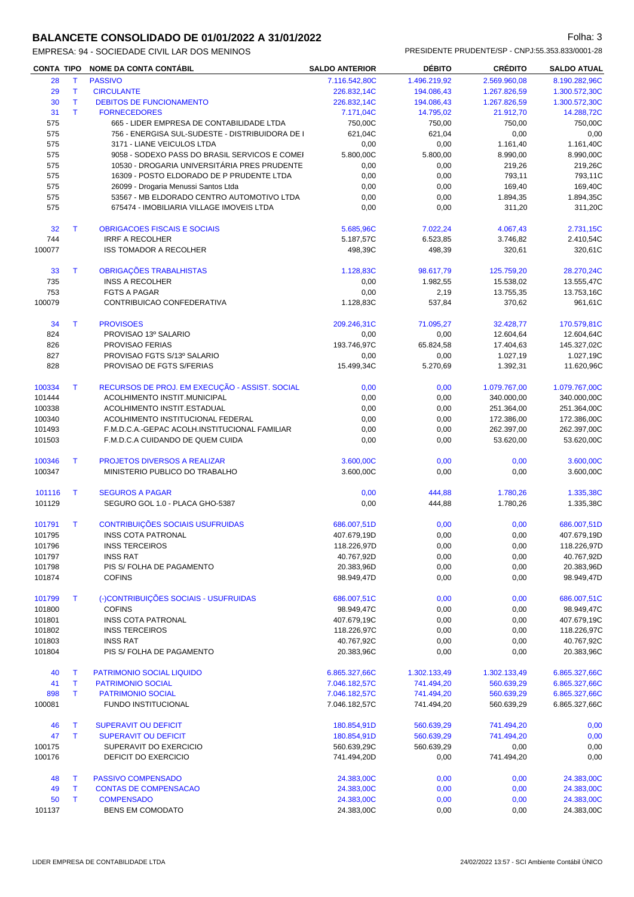# BALANCETE CONSOLIDADO DE 01/01/2022 A 31/01/2022

EMPRESA: 94 - SOCIEDADE CIVIL LAR DOS MENINOS

PRESIDENTE PRUDENTE/SP - CNPJ:55.353.833/0001-28

| CONTA | TIPO | NOME DA CONTA CONTÁBIL | SALDO ANTERIOR | DÉBITO | CRÉDITO | SALDO ATUAL |
|---|---|---|---|---|---|---|
| 28 | T | PASSIVO | 7.116.542,80C | 1.496.219,92 | 2.569.960,08 | 8.190.282,96C |
| 29 | T | CIRCULANTE | 226.832,14C | 194.086,43 | 1.267.826,59 | 1.300.572,30C |
| 30 | T | DEBITOS DE FUNCIONAMENTO | 226.832,14C | 194.086,43 | 1.267.826,59 | 1.300.572,30C |
| 31 | T | FORNECEDORES | 7.171,04C | 14.795,02 | 21.912,70 | 14.288,72C |
| 575 | | 665 - LIDER EMPRESA DE CONTABILIDADE LTDA | 750,00C | 750,00 | 750,00 | 750,00C |
| 575 | | 756 - ENERGISA SUL-SUDESTE - DISTRIBUIDORA DE I | 621,04C | 621,04 | 0,00 | 0,00 |
| 575 | | 3171 - LIANE VEICULOS LTDA | 0,00 | 0,00 | 1.161,40 | 1.161,40C |
| 575 | | 9058 - SODEXO PASS DO BRASIL SERVICOS E COMEI | 5.800,00C | 5.800,00 | 8.990,00 | 8.990,00C |
| 575 | | 10530 - DROGARIA UNIVERSITÁRIA PRES PRUDENTE | 0,00 | 0,00 | 219,26 | 219,26C |
| 575 | | 16309 - POSTO ELDORADO DE P PRUDENTE LTDA | 0,00 | 0,00 | 793,11 | 793,11C |
| 575 | | 26099 - Drogaria Menussi Santos Ltda | 0,00 | 0,00 | 169,40 | 169,40C |
| 575 | | 53567 - MB ELDORADO CENTRO AUTOMOTIVO LTDA | 0,00 | 0,00 | 1.894,35 | 1.894,35C |
| 575 | | 675474 - IMOBILIARIA VILLAGE IMOVEIS LTDA | 0,00 | 0,00 | 311,20 | 311,20C |
| 32 | T | OBRIGACOES FISCAIS E SOCIAIS | 5.685,96C | 7.022,24 | 4.067,43 | 2.731,15C |
| 744 | | IRRF A RECOLHER | 5.187,57C | 6.523,85 | 3.746,82 | 2.410,54C |
| 100077 | | ISS TOMADOR A RECOLHER | 498,39C | 498,39 | 320,61 | 320,61C |
| 33 | T | OBRIGAÇÕES TRABALHISTAS | 1.128,83C | 98.617,79 | 125.759,20 | 28.270,24C |
| 735 | | INSS A RECOLHER | 0,00 | 1.982,55 | 15.538,02 | 13.555,47C |
| 753 | | FGTS A PAGAR | 0,00 | 2,19 | 13.755,35 | 13.753,16C |
| 100079 | | CONTRIBUICAO CONFEDERATIVA | 1.128,83C | 537,84 | 370,62 | 961,61C |
| 34 | T | PROVISOES | 209.246,31C | 71.095,27 | 32.428,77 | 170.579,81C |
| 824 | | PROVISAO 13º SALARIO | 0,00 | 0,00 | 12.604,64 | 12.604,64C |
| 826 | | PROVISAO FERIAS | 193.746,97C | 65.824,58 | 17.404,63 | 145.327,02C |
| 827 | | PROVISAO FGTS S/13º SALARIO | 0,00 | 0,00 | 1.027,19 | 1.027,19C |
| 828 | | PROVISAO DE FGTS S/FERIAS | 15.499,34C | 5.270,69 | 1.392,31 | 11.620,96C |
| 100334 | T | RECURSOS DE PROJ. EM EXECUÇÃO - ASSIST. SOCIAL | 0,00 | 0,00 | 1.079.767,00 | 1.079.767,00C |
| 101444 | | ACOLHIMENTO INSTIT.MUNICIPAL | 0,00 | 0,00 | 340.000,00 | 340.000,00C |
| 100338 | | ACOLHIMENTO INSTIT.ESTADUAL | 0,00 | 0,00 | 251.364,00 | 251.364,00C |
| 100340 | | ACOLHIMENTO INSTITUCIONAL FEDERAL | 0,00 | 0,00 | 172.386,00 | 172.386,00C |
| 101493 | | F.M.D.C.A.-GEPAC ACOLH.INSTITUCIONAL FAMILIAR | 0,00 | 0,00 | 262.397,00 | 262.397,00C |
| 101503 | | F.M.D.C.A CUIDANDO DE QUEM CUIDA | 0,00 | 0,00 | 53.620,00 | 53.620,00C |
| 100346 | T | PROJETOS DIVERSOS A REALIZAR | 3.600,00C | 0,00 | 0,00 | 3.600,00C |
| 100347 | | MINISTERIO PUBLICO DO TRABALHO | 3.600,00C | 0,00 | 0,00 | 3.600,00C |
| 101116 | T | SEGUROS A PAGAR | 0,00 | 444,88 | 1.780,26 | 1.335,38C |
| 101129 | | SEGURO GOL 1.0 - PLACA GHO-5387 | 0,00 | 444,88 | 1.780,26 | 1.335,38C |
| 101791 | T | CONTRIBUIÇÕES SOCIAIS USUFRUIDAS | 686.007,51D | 0,00 | 0,00 | 686.007,51D |
| 101795 | | INSS COTA PATRONAL | 407.679,19D | 0,00 | 0,00 | 407.679,19D |
| 101796 | | INSS TERCEIROS | 118.226,97D | 0,00 | 0,00 | 118.226,97D |
| 101797 | | INSS RAT | 40.767,92D | 0,00 | 0,00 | 40.767,92D |
| 101798 | | PIS S/ FOLHA DE PAGAMENTO | 20.383,96D | 0,00 | 0,00 | 20.383,96D |
| 101874 | | COFINS | 98.949,47D | 0,00 | 0,00 | 98.949,47D |
| 101799 | T | (-)CONTRIBUIÇÕES SOCIAIS - USUFRUIDAS | 686.007,51C | 0,00 | 0,00 | 686.007,51C |
| 101800 | | COFINS | 98.949,47C | 0,00 | 0,00 | 98.949,47C |
| 101801 | | INSS COTA PATRONAL | 407.679,19C | 0,00 | 0,00 | 407.679,19C |
| 101802 | | INSS TERCEIROS | 118.226,97C | 0,00 | 0,00 | 118.226,97C |
| 101803 | | INSS RAT | 40.767,92C | 0,00 | 0,00 | 40.767,92C |
| 101804 | | PIS S/ FOLHA DE PAGAMENTO | 20.383,96C | 0,00 | 0,00 | 20.383,96C |
| 40 | T | PATRIMONIO SOCIAL LIQUIDO | 6.865.327,66C | 1.302.133,49 | 1.302.133,49 | 6.865.327,66C |
| 41 | T | PATRIMONIO SOCIAL | 7.046.182,57C | 741.494,20 | 560.639,29 | 6.865.327,66C |
| 898 | T | PATRIMONIO SOCIAL | 7.046.182,57C | 741.494,20 | 560.639,29 | 6.865.327,66C |
| 100081 | | FUNDO INSTITUCIONAL | 7.046.182,57C | 741.494,20 | 560.639,29 | 6.865.327,66C |
| 46 | T | SUPERAVIT OU DEFICIT | 180.854,91D | 560.639,29 | 741.494,20 | 0,00 |
| 47 | T | SUPERAVIT OU DEFICIT | 180.854,91D | 560.639,29 | 741.494,20 | 0,00 |
| 100175 | | SUPERAVIT DO EXERCICIO | 560.639,29C | 560.639,29 | 0,00 | 0,00 |
| 100176 | | DEFICIT DO EXERCICIO | 741.494,20D | 0,00 | 741.494,20 | 0,00 |
| 48 | T | PASSIVO COMPENSADO | 24.383,00C | 0,00 | 0,00 | 24.383,00C |
| 49 | T | CONTAS DE COMPENSACAO | 24.383,00C | 0,00 | 0,00 | 24.383,00C |
| 50 | T | COMPENSADO | 24.383,00C | 0,00 | 0,00 | 24.383,00C |
| 101137 | | BENS EM COMODATO | 24.383,00C | 0,00 | 0,00 | 24.383,00C |

LIDER EMPRESA DE CONTABILIDADE LTDA — 24/02/2022 13:57 - SCI Ambiente Contábil ÚNICO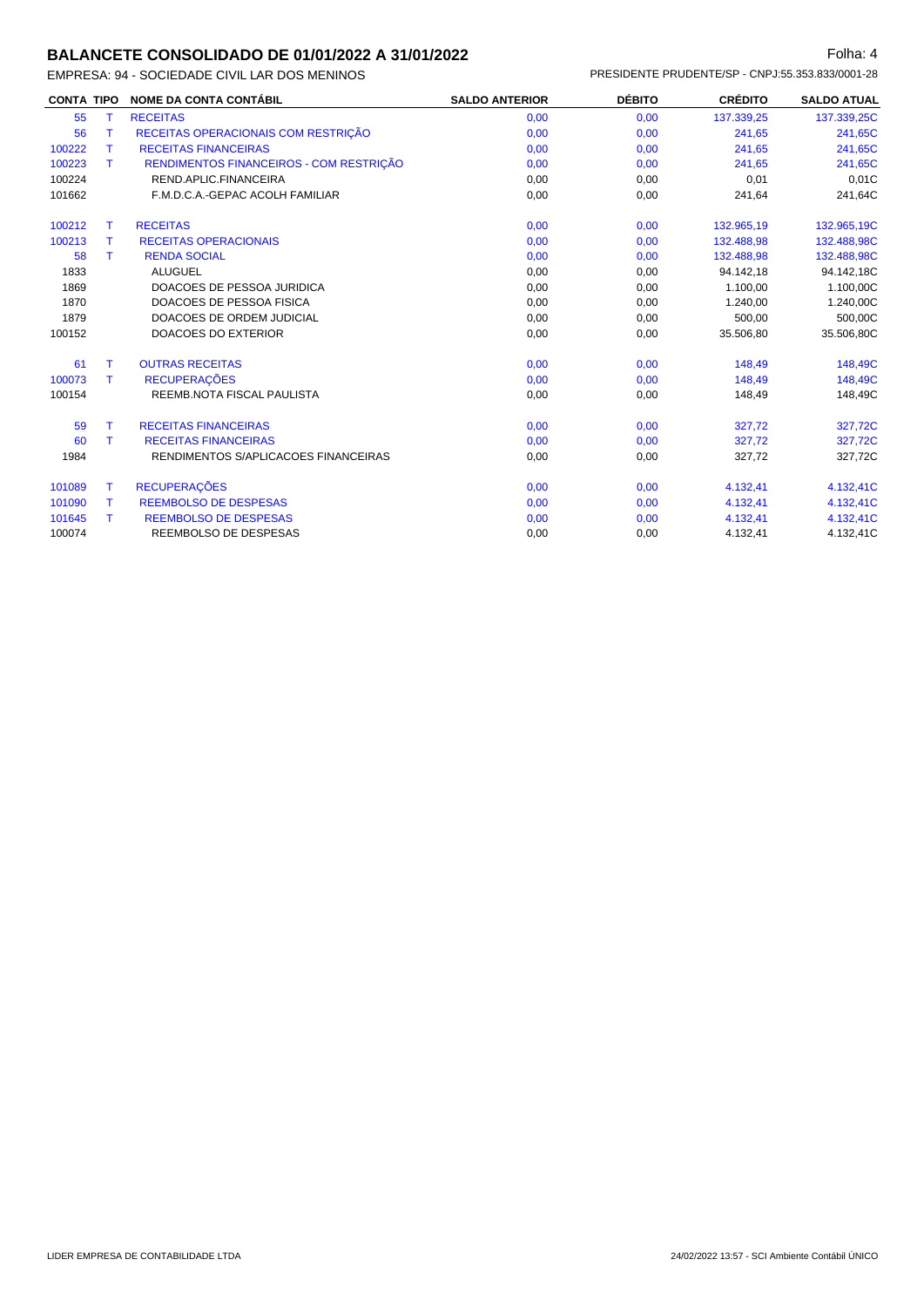# BALANCETE CONSOLIDADO DE 01/01/2022 A 31/01/2022

EMPRESA: 94 - SOCIEDADE CIVIL LAR DOS MENINOS

PRESIDENTE PRUDENTE/SP - CNPJ:55.353.833/0001-28

| CONTA | TIPO | NOME DA CONTA CONTÁBIL | SALDO ANTERIOR | DÉBITO | CRÉDITO | SALDO ATUAL |
|---|---|---|---|---|---|---|
| 55 | T | RECEITAS | 0,00 | 0,00 | 137.339,25 | 137.339,25C |
| 56 | T | RECEITAS OPERACIONAIS COM RESTRIÇÃO | 0,00 | 0,00 | 241,65 | 241,65C |
| 100222 | T | RECEITAS FINANCEIRAS | 0,00 | 0,00 | 241,65 | 241,65C |
| 100223 | T | RENDIMENTOS FINANCEIROS - COM RESTRIÇÃO | 0,00 | 0,00 | 241,65 | 241,65C |
| 100224 | | REND.APLIC.FINANCEIRA | 0,00 | 0,00 | 0,01 | 0,01C |
| 101662 | | F.M.D.C.A.-GEPAC ACOLH FAMILIAR | 0,00 | 0,00 | 241,64 | 241,64C |
| 100212 | T | RECEITAS | 0,00 | 0,00 | 132.965,19 | 132.965,19C |
| 100213 | T | RECEITAS OPERACIONAIS | 0,00 | 0,00 | 132.488,98 | 132.488,98C |
| 58 | T | RENDA SOCIAL | 0,00 | 0,00 | 132.488,98 | 132.488,98C |
| 1833 | | ALUGUEL | 0,00 | 0,00 | 94.142,18 | 94.142,18C |
| 1869 | | DOACOES DE PESSOA JURIDICA | 0,00 | 0,00 | 1.100,00 | 1.100,00C |
| 1870 | | DOACOES DE PESSOA FISICA | 0,00 | 0,00 | 1.240,00 | 1.240,00C |
| 1879 | | DOACOES DE ORDEM JUDICIAL | 0,00 | 0,00 | 500,00 | 500,00C |
| 100152 | | DOACOES DO EXTERIOR | 0,00 | 0,00 | 35.506,80 | 35.506,80C |
| 61 | T | OUTRAS RECEITAS | 0,00 | 0,00 | 148,49 | 148,49C |
| 100073 | T | RECUPERAÇÕES | 0,00 | 0,00 | 148,49 | 148,49C |
| 100154 | | REEMB.NOTA FISCAL PAULISTA | 0,00 | 0,00 | 148,49 | 148,49C |
| 59 | T | RECEITAS FINANCEIRAS | 0,00 | 0,00 | 327,72 | 327,72C |
| 60 | T | RECEITAS FINANCEIRAS | 0,00 | 0,00 | 327,72 | 327,72C |
| 1984 | | RENDIMENTOS S/APLICACOES FINANCEIRAS | 0,00 | 0,00 | 327,72 | 327,72C |
| 101089 | T | RECUPERAÇÕES | 0,00 | 0,00 | 4.132,41 | 4.132,41C |
| 101090 | T | REEMBOLSO DE DESPESAS | 0,00 | 0,00 | 4.132,41 | 4.132,41C |
| 101645 | T | REEMBOLSO DE DESPESAS | 0,00 | 0,00 | 4.132,41 | 4.132,41C |
| 100074 | | REEMBOLSO DE DESPESAS | 0,00 | 0,00 | 4.132,41 | 4.132,41C |

LIDER EMPRESA DE CONTABILIDADE LTDA

24/02/2022 13:57 - SCI Ambiente Contábil ÚNICO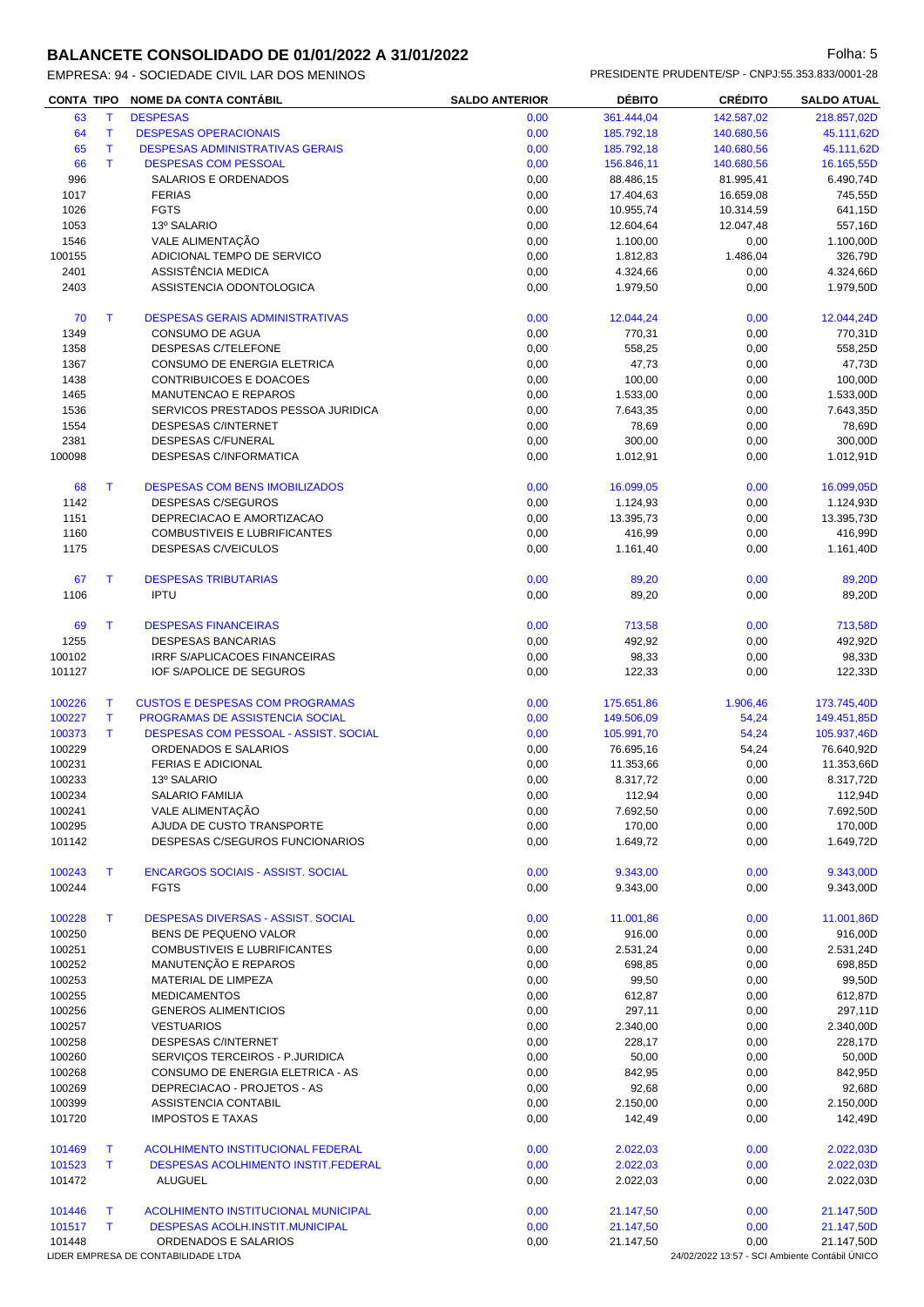# BALANCETE CONSOLIDADO DE 01/01/2022 A 31/01/2022

EMPRESA: 94 - SOCIEDADE CIVIL LAR DOS MENINOS

PRESIDENTE PRUDENTE/SP - CNPJ:55.353.833/0001-28

| CONTA | TIPO | NOME DA CONTA CONTÁBIL | SALDO ANTERIOR | DÉBITO | CRÉDITO | SALDO ATUAL |
|---|---|---|---|---|---|---|
| 63 | T | DESPESAS | 0,00 | 361.444,04 | 142.587,02 | 218.857,02D |
| 64 | T | DESPESAS OPERACIONAIS | 0,00 | 185.792,18 | 140.680,56 | 45.111,62D |
| 65 | T | DESPESAS ADMINISTRATIVAS GERAIS | 0,00 | 185.792,18 | 140.680,56 | 45.111,62D |
| 66 | T | DESPESAS COM PESSOAL | 0,00 | 156.846,11 | 140.680,56 | 16.165,55D |
| 996 | | SALARIOS E ORDENADOS | 0,00 | 88.486,15 | 81.995,41 | 6.490,74D |
| 1017 | | FERIAS | 0,00 | 17.404,63 | 16.659,08 | 745,55D |
| 1026 | | FGTS | 0,00 | 10.955,74 | 10.314,59 | 641,15D |
| 1053 | | 13º SALARIO | 0,00 | 12.604,64 | 12.047,48 | 557,16D |
| 1546 | | VALE ALIMENTAÇÃO | 0,00 | 1.100,00 | 0,00 | 1.100,00D |
| 100155 | | ADICIONAL TEMPO DE SERVICO | 0,00 | 1.812,83 | 1.486,04 | 326,79D |
| 2401 | | ASSISTÊNCIA MEDICA | 0,00 | 4.324,66 | 0,00 | 4.324,66D |
| 2403 | | ASSISTENCIA ODONTOLOGICA | 0,00 | 1.979,50 | 0,00 | 1.979,50D |
| 70 | T | DESPESAS GERAIS ADMINISTRATIVAS | 0,00 | 12.044,24 | 0,00 | 12.044,24D |
| 1349 | | CONSUMO DE AGUA | 0,00 | 770,31 | 0,00 | 770,31D |
| 1358 | | DESPESAS C/TELEFONE | 0,00 | 558,25 | 0,00 | 558,25D |
| 1367 | | CONSUMO DE ENERGIA ELETRICA | 0,00 | 47,73 | 0,00 | 47,73D |
| 1438 | | CONTRIBUICOES E DOACOES | 0,00 | 100,00 | 0,00 | 100,00D |
| 1465 | | MANUTENCAO E REPAROS | 0,00 | 1.533,00 | 0,00 | 1.533,00D |
| 1536 | | SERVICOS PRESTADOS PESSOA JURIDICA | 0,00 | 7.643,35 | 0,00 | 7.643,35D |
| 1554 | | DESPESAS C/INTERNET | 0,00 | 78,69 | 0,00 | 78,69D |
| 2381 | | DESPESAS C/FUNERAL | 0,00 | 300,00 | 0,00 | 300,00D |
| 100098 | | DESPESAS C/INFORMATICA | 0,00 | 1.012,91 | 0,00 | 1.012,91D |
| 68 | T | DESPESAS COM BENS IMOBILIZADOS | 0,00 | 16.099,05 | 0,00 | 16.099,05D |
| 1142 | | DESPESAS C/SEGUROS | 0,00 | 1.124,93 | 0,00 | 1.124,93D |
| 1151 | | DEPRECIACAO E AMORTIZACAO | 0,00 | 13.395,73 | 0,00 | 13.395,73D |
| 1160 | | COMBUSTIVEIS E LUBRIFICANTES | 0,00 | 416,99 | 0,00 | 416,99D |
| 1175 | | DESPESAS C/VEICULOS | 0,00 | 1.161,40 | 0,00 | 1.161,40D |
| 67 | T | DESPESAS TRIBUTARIAS | 0,00 | 89,20 | 0,00 | 89,20D |
| 1106 | | IPTU | 0,00 | 89,20 | 0,00 | 89,20D |
| 69 | T | DESPESAS FINANCEIRAS | 0,00 | 713,58 | 0,00 | 713,58D |
| 1255 | | DESPESAS BANCARIAS | 0,00 | 492,92 | 0,00 | 492,92D |
| 100102 | | IRRF S/APLICACOES FINANCEIRAS | 0,00 | 98,33 | 0,00 | 98,33D |
| 101127 | | IOF S/APOLICE DE SEGUROS | 0,00 | 122,33 | 0,00 | 122,33D |
| 100226 | T | CUSTOS E DESPESAS COM PROGRAMAS | 0,00 | 175.651,86 | 1.906,46 | 173.745,40D |
| 100227 | T | PROGRAMAS DE ASSISTENCIA SOCIAL | 0,00 | 149.506,09 | 54,24 | 149.451,85D |
| 100373 | T | DESPESAS COM PESSOAL - ASSIST. SOCIAL | 0,00 | 105.991,70 | 54,24 | 105.937,46D |
| 100229 | | ORDENADOS E SALARIOS | 0,00 | 76.695,16 | 54,24 | 76.640,92D |
| 100231 | | FERIAS E ADICIONAL | 0,00 | 11.353,66 | 0,00 | 11.353,66D |
| 100233 | | 13º SALARIO | 0,00 | 8.317,72 | 0,00 | 8.317,72D |
| 100234 | | SALARIO FAMILIA | 0,00 | 112,94 | 0,00 | 112,94D |
| 100241 | | VALE ALIMENTAÇÃO | 0,00 | 7.692,50 | 0,00 | 7.692,50D |
| 100295 | | AJUDA DE CUSTO TRANSPORTE | 0,00 | 170,00 | 0,00 | 170,00D |
| 101142 | | DESPESAS C/SEGUROS FUNCIONARIOS | 0,00 | 1.649,72 | 0,00 | 1.649,72D |
| 100243 | T | ENCARGOS SOCIAIS - ASSIST. SOCIAL | 0,00 | 9.343,00 | 0,00 | 9.343,00D |
| 100244 | | FGTS | 0,00 | 9.343,00 | 0,00 | 9.343,00D |
| 100228 | T | DESPESAS DIVERSAS - ASSIST. SOCIAL | 0,00 | 11.001,86 | 0,00 | 11.001,86D |
| 100250 | | BENS DE PEQUENO VALOR | 0,00 | 916,00 | 0,00 | 916,00D |
| 100251 | | COMBUSTIVEIS E LUBRIFICANTES | 0,00 | 2.531,24 | 0,00 | 2.531,24D |
| 100252 | | MANUTENÇÃO E REPAROS | 0,00 | 698,85 | 0,00 | 698,85D |
| 100253 | | MATERIAL DE LIMPEZA | 0,00 | 99,50 | 0,00 | 99,50D |
| 100255 | | MEDICAMENTOS | 0,00 | 612,87 | 0,00 | 612,87D |
| 100256 | | GENEROS ALIMENTICIOS | 0,00 | 297,11 | 0,00 | 297,11D |
| 100257 | | VESTUARIOS | 0,00 | 2.340,00 | 0,00 | 2.340,00D |
| 100258 | | DESPESAS C/INTERNET | 0,00 | 228,17 | 0,00 | 228,17D |
| 100260 | | SERVIÇOS TERCEIROS - P.JURIDICA | 0,00 | 50,00 | 0,00 | 50,00D |
| 100268 | | CONSUMO DE ENERGIA ELETRICA - AS | 0,00 | 842,95 | 0,00 | 842,95D |
| 100269 | | DEPRECIACAO - PROJETOS - AS | 0,00 | 92,68 | 0,00 | 92,68D |
| 100399 | | ASSISTENCIA CONTABIL | 0,00 | 2.150,00 | 0,00 | 2.150,00D |
| 101720 | | IMPOSTOS E TAXAS | 0,00 | 142,49 | 0,00 | 142,49D |
| 101469 | T | ACOLHIMENTO INSTITUCIONAL FEDERAL | 0,00 | 2.022,03 | 0,00 | 2.022,03D |
| 101523 | T | DESPESAS ACOLHIMENTO INSTIT.FEDERAL | 0,00 | 2.022,03 | 0,00 | 2.022,03D |
| 101472 | | ALUGUEL | 0,00 | 2.022,03 | 0,00 | 2.022,03D |
| 101446 | T | ACOLHIMENTO INSTITUCIONAL MUNICIPAL | 0,00 | 21.147,50 | 0,00 | 21.147,50D |
| 101517 | T | DESPESAS ACOLH.INSTIT.MUNICIPAL | 0,00 | 21.147,50 | 0,00 | 21.147,50D |
| 101448 | | ORDENADOS E SALARIOS | 0,00 | 21.147,50 | 0,00 | 21.147,50D |

LIDER EMPRESA DE CONTABILIDADE LTDA

24/02/2022 13:57 - SCI Ambiente Contábil ÚNICO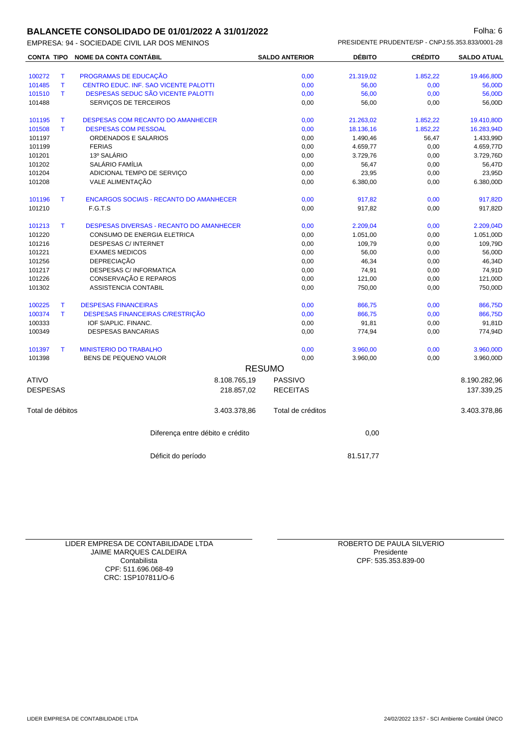# BALANCETE CONSOLIDADO DE 01/01/2022 A 31/01/2022

EMPRESA: 94 - SOCIEDADE CIVIL LAR DOS MENINOS

PRESIDENTE PRUDENTE/SP - CNPJ:55.353.833/0001-28

| CONTA | TIPO | NOME DA CONTA CONTÁBIL | SALDO ANTERIOR | DÉBITO | CRÉDITO | SALDO ATUAL |
|---|---|---|---|---|---|---|
| 100272 | T | PROGRAMAS DE EDUCAÇÃO | 0,00 | 21.319,02 | 1.852,22 | 19.466,80D |
| 101485 | T | CENTRO EDUC. INF. SAO VICENTE PALOTTI | 0,00 | 56,00 | 0,00 | 56,00D |
| 101510 | T | DESPESAS SEDUC SÃO VICENTE PALOTTI | 0,00 | 56,00 | 0,00 | 56,00D |
| 101488 | | SERVIÇOS DE TERCEIROS | 0,00 | 56,00 | 0,00 | 56,00D |
| 101195 | T | DESPESAS COM RECANTO DO AMANHECER | 0,00 | 21.263,02 | 1.852,22 | 19.410,80D |
| 101508 | T | DESPESAS COM PESSOAL | 0,00 | 18.136,16 | 1.852,22 | 16.283,94D |
| 101197 | | ORDENADOS E SALARIOS | 0,00 | 1.490,46 | 56,47 | 1.433,99D |
| 101199 | | FERIAS | 0,00 | 4.659,77 | 0,00 | 4.659,77D |
| 101201 | | 13º SALÁRIO | 0,00 | 3.729,76 | 0,00 | 3.729,76D |
| 101202 | | SALÁRIO FAMÍLIA | 0,00 | 56,47 | 0,00 | 56,47D |
| 101204 | | ADICIONAL TEMPO DE SERVIÇO | 0,00 | 23,95 | 0,00 | 23,95D |
| 101208 | | VALE ALIMENTAÇÃO | 0,00 | 6.380,00 | 0,00 | 6.380,00D |
| 101196 | T | ENCARGOS SOCIAIS - RECANTO DO AMANHECER | 0,00 | 917,82 | 0,00 | 917,82D |
| 101210 | | F.G.T.S | 0,00 | 917,82 | 0,00 | 917,82D |
| 101213 | T | DESPESAS DIVERSAS - RECANTO DO AMANHECER | 0,00 | 2.209,04 | 0,00 | 2.209,04D |
| 101220 | | CONSUMO DE ENERGIA ELETRICA | 0,00 | 1.051,00 | 0,00 | 1.051,00D |
| 101216 | | DESPESAS C/ INTERNET | 0,00 | 109,79 | 0,00 | 109,79D |
| 101221 | | EXAMES MEDICOS | 0,00 | 56,00 | 0,00 | 56,00D |
| 101256 | | DEPRECIAÇÃO | 0,00 | 46,34 | 0,00 | 46,34D |
| 101217 | | DESPESAS C/ INFORMATICA | 0,00 | 74,91 | 0,00 | 74,91D |
| 101226 | | CONSERVAÇÃO E REPAROS | 0,00 | 121,00 | 0,00 | 121,00D |
| 101302 | | ASSISTENCIA CONTABIL | 0,00 | 750,00 | 0,00 | 750,00D |
| 100225 | T | DESPESAS FINANCEIRAS | 0,00 | 866,75 | 0,00 | 866,75D |
| 100374 | T | DESPESAS FINANCEIRAS C/RESTRIÇÃO | 0,00 | 866,75 | 0,00 | 866,75D |
| 100333 | | IOF S/APLIC. FINANC. | 0,00 | 91,81 | 0,00 | 91,81D |
| 100349 | | DESPESAS BANCARIAS | 0,00 | 774,94 | 0,00 | 774,94D |
| 101397 | T | MINISTERIO DO TRABALHO | 0,00 | 3.960,00 | 0,00 | 3.960,00D |
| 101398 | | BENS DE PEQUENO VALOR | 0,00 | 3.960,00 | 0,00 | 3.960,00D |

## RESUMO

| | | | |
|---|---|---|---|
| ATIVO | 8.108.765,19 | PASSIVO | 8.190.282,96 |
| DESPESAS | 218.857,02 | RECEITAS | 137.339,25 |
| Total de débitos | 3.403.378,86 | Total de créditos | 3.403.378,86 |

Diferença entre débito e crédito: 0,00

Déficit do período: 81.517,77

LIDER EMPRESA DE CONTABILIDADE LTDA
JAIME MARQUES CALDEIRA
Contabilista
CPF: 511.696.068-49
CRC: 1SP107811/O-6

ROBERTO DE PAULA SILVERIO
Presidente
CPF: 535.353.839-00